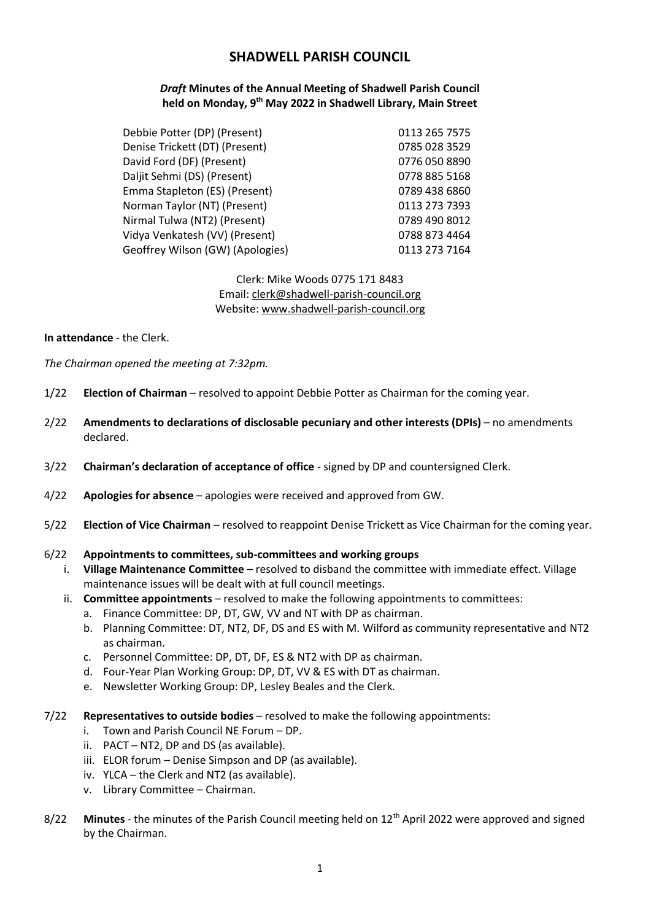# SHADWELL PARISH COUNCIL

### *Draft* Minutes of the Annual Meeting of Shadwell Parish Council held on Monday, 9th May 2022 in Shadwell Library, Main Street

| | |
|---|---|
| Debbie Potter (DP) (Present) | 0113 265 7575 |
| Denise Trickett (DT) (Present) | 0785 028 3529 |
| David Ford (DF) (Present) | 0776 050 8890 |
| Daljit Sehmi (DS) (Present) | 0778 885 5168 |
| Emma Stapleton (ES) (Present) | 0789 438 6860 |
| Norman Taylor (NT) (Present) | 0113 273 7393 |
| Nirmal Tulwa (NT2) (Present) | 0789 490 8012 |
| Vidya Venkatesh (VV) (Present) | 0788 873 4464 |
| Geoffrey Wilson (GW) (Apologies) | 0113 273 7164 |

Clerk: Mike Woods 0775 171 8483
Email: clerk@shadwell-parish-council.org
Website: www.shadwell-parish-council.org

**In attendance** - the Clerk.

*The Chairman opened the meeting at 7:32pm.*

1/22 **Election of Chairman** – resolved to appoint Debbie Potter as Chairman for the coming year.

2/22 **Amendments to declarations of disclosable pecuniary and other interests (DPIs)** – no amendments declared.

3/22 **Chairman's declaration of acceptance of office** - signed by DP and countersigned Clerk.

4/22 **Apologies for absence** – apologies were received and approved from GW.

5/22 **Election of Vice Chairman** – resolved to reappoint Denise Trickett as Vice Chairman for the coming year.

6/22 **Appointments to committees, sub-committees and working groups**

i. **Village Maintenance Committee** – resolved to disband the committee with immediate effect. Village maintenance issues will be dealt with at full council meetings.

ii. **Committee appointments** – resolved to make the following appointments to committees:

   a. Finance Committee: DP, DT, GW, VV and NT with DP as chairman.
   
   b. Planning Committee: DT, NT2, DF, DS and ES with M. Wilford as community representative and NT2 as chairman.
   
   c. Personnel Committee: DP, DT, DF, ES & NT2 with DP as chairman.
   
   d. Four-Year Plan Working Group: DP, DT, VV & ES with DT as chairman.
   
   e. Newsletter Working Group: DP, Lesley Beales and the Clerk.

7/22 **Representatives to outside bodies** – resolved to make the following appointments:

i. Town and Parish Council NE Forum – DP.

ii. PACT – NT2, DP and DS (as available).

iii. ELOR forum – Denise Simpson and DP (as available).

iv. YLCA – the Clerk and NT2 (as available).

v. Library Committee – Chairman.

8/22 **Minutes** - the minutes of the Parish Council meeting held on 12th April 2022 were approved and signed by the Chairman.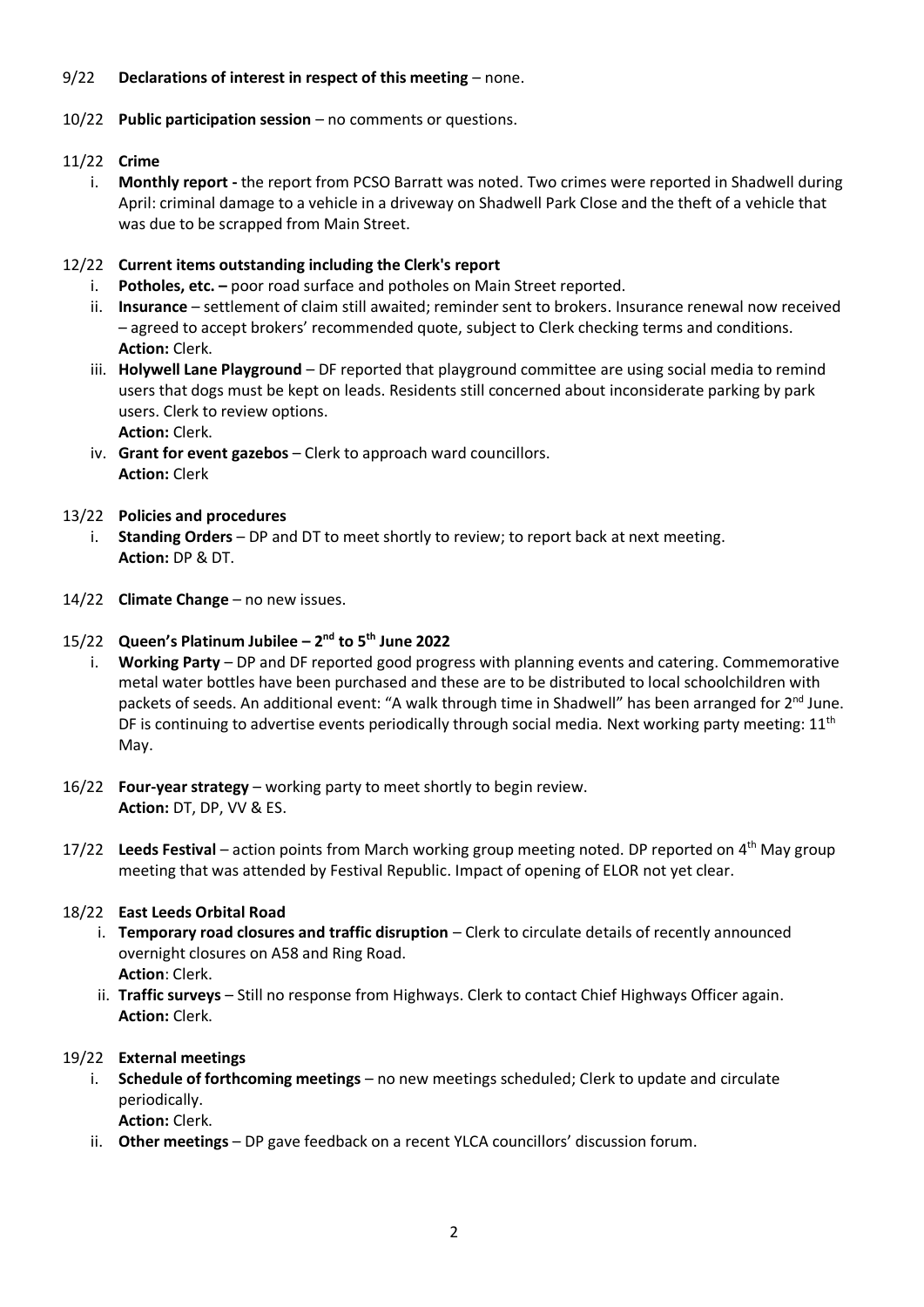9/22 **Declarations of interest in respect of this meeting** – none.

10/22 **Public participation session** – no comments or questions.

11/22 **Crime**

i. **Monthly report -** the report from PCSO Barratt was noted. Two crimes were reported in Shadwell during April: criminal damage to a vehicle in a driveway on Shadwell Park Close and the theft of a vehicle that was due to be scrapped from Main Street.

12/22 **Current items outstanding including the Clerk's report**

i. **Potholes, etc. –** poor road surface and potholes on Main Street reported.

ii. **Insurance** – settlement of claim still awaited; reminder sent to brokers. Insurance renewal now received – agreed to accept brokers' recommended quote, subject to Clerk checking terms and conditions.
**Action:** Clerk.

iii. **Holywell Lane Playground** – DF reported that playground committee are using social media to remind users that dogs must be kept on leads. Residents still concerned about inconsiderate parking by park users. Clerk to review options.
**Action:** Clerk.

iv. **Grant for event gazebos** – Clerk to approach ward councillors.
**Action:** Clerk

13/22 **Policies and procedures**

i. **Standing Orders** – DP and DT to meet shortly to review; to report back at next meeting.
**Action:** DP & DT.

14/22 **Climate Change** – no new issues.

15/22 **Queen's Platinum Jubilee – 2nd to 5th June 2022**

i. **Working Party** – DP and DF reported good progress with planning events and catering. Commemorative metal water bottles have been purchased and these are to be distributed to local schoolchildren with packets of seeds. An additional event: "A walk through time in Shadwell" has been arranged for 2nd June. DF is continuing to advertise events periodically through social media. Next working party meeting: 11th May.

16/22 **Four-year strategy** – working party to meet shortly to begin review.
**Action:** DT, DP, VV & ES.

17/22 **Leeds Festival** – action points from March working group meeting noted. DP reported on 4th May group meeting that was attended by Festival Republic. Impact of opening of ELOR not yet clear.

18/22 **East Leeds Orbital Road**

i. **Temporary road closures and traffic disruption** – Clerk to circulate details of recently announced overnight closures on A58 and Ring Road.
**Action**: Clerk.

ii. **Traffic surveys** – Still no response from Highways. Clerk to contact Chief Highways Officer again.
**Action:** Clerk.

19/22 **External meetings**

i. **Schedule of forthcoming meetings** – no new meetings scheduled; Clerk to update and circulate periodically.
**Action:** Clerk.

ii. **Other meetings** – DP gave feedback on a recent YLCA councillors' discussion forum.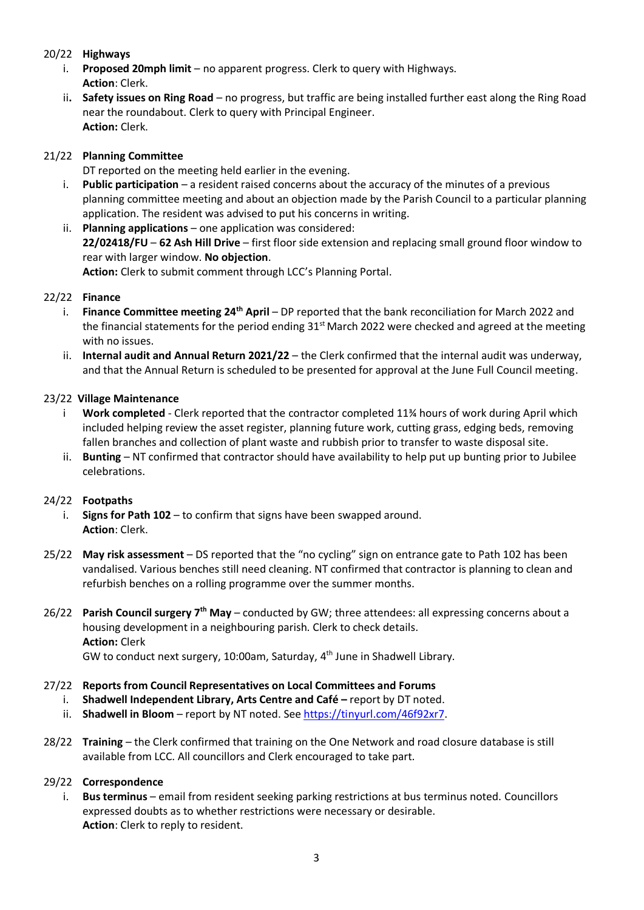20/22 **Highways**

i. **Proposed 20mph limit** – no apparent progress. Clerk to query with Highways.
   **Action**: Clerk.

ii. **Safety issues on Ring Road** – no progress, but traffic are being installed further east along the Ring Road near the roundabout. Clerk to query with Principal Engineer.
   **Action:** Clerk.

21/22 **Planning Committee**

DT reported on the meeting held earlier in the evening.

i. **Public participation** – a resident raised concerns about the accuracy of the minutes of a previous planning committee meeting and about an objection made by the Parish Council to a particular planning application. The resident was advised to put his concerns in writing.

ii. **Planning applications** – one application was considered:
   **22/02418/FU** – **62 Ash Hill Drive** – first floor side extension and replacing small ground floor window to rear with larger window. **No objection**.
   **Action:** Clerk to submit comment through LCC's Planning Portal.

22/22 **Finance**

i. **Finance Committee meeting 24th April** – DP reported that the bank reconciliation for March 2022 and the financial statements for the period ending 31st March 2022 were checked and agreed at the meeting with no issues.

ii. **Internal audit and Annual Return 2021/22** – the Clerk confirmed that the internal audit was underway, and that the Annual Return is scheduled to be presented for approval at the June Full Council meeting.

23/22 **Village Maintenance**

i **Work completed** - Clerk reported that the contractor completed 11¾ hours of work during April which included helping review the asset register, planning future work, cutting grass, edging beds, removing fallen branches and collection of plant waste and rubbish prior to transfer to waste disposal site.

ii. **Bunting** – NT confirmed that contractor should have availability to help put up bunting prior to Jubilee celebrations.

24/22 **Footpaths**

i. **Signs for Path 102** – to confirm that signs have been swapped around.
   **Action**: Clerk.

25/22 **May risk assessment** – DS reported that the "no cycling" sign on entrance gate to Path 102 has been vandalised. Various benches still need cleaning. NT confirmed that contractor is planning to clean and refurbish benches on a rolling programme over the summer months.

26/22 **Parish Council surgery 7th May** – conducted by GW; three attendees: all expressing concerns about a housing development in a neighbouring parish. Clerk to check details.
**Action:** Clerk
GW to conduct next surgery, 10:00am, Saturday, 4th June in Shadwell Library.

27/22 **Reports from Council Representatives on Local Committees and Forums**

i. **Shadwell Independent Library, Arts Centre and Café –** report by DT noted.

ii. **Shadwell in Bloom** – report by NT noted. See https://tinyurl.com/46f92xr7.

28/22 **Training** – the Clerk confirmed that training on the One Network and road closure database is still available from LCC. All councillors and Clerk encouraged to take part.

29/22 **Correspondence**

i. **Bus terminus** – email from resident seeking parking restrictions at bus terminus noted. Councillors expressed doubts as to whether restrictions were necessary or desirable.
   **Action**: Clerk to reply to resident.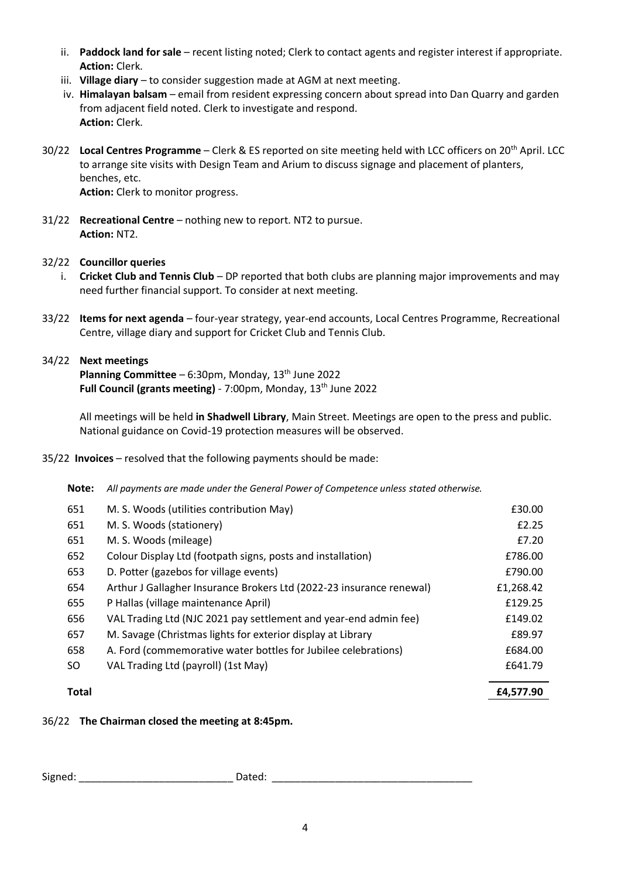ii. **Paddock land for sale** – recent listing noted; Clerk to contact agents and register interest if appropriate. **Action:** Clerk.

iii. **Village diary** – to consider suggestion made at AGM at next meeting.

iv. **Himalayan balsam** – email from resident expressing concern about spread into Dan Quarry and garden from adjacent field noted. Clerk to investigate and respond. **Action:** Clerk.

30/22 **Local Centres Programme** – Clerk & ES reported on site meeting held with LCC officers on 20th April. LCC to arrange site visits with Design Team and Arium to discuss signage and placement of planters, benches, etc.
**Action:** Clerk to monitor progress.

31/22 **Recreational Centre** – nothing new to report. NT2 to pursue.
**Action:** NT2.

32/22 **Councillor queries**

i. **Cricket Club and Tennis Club** – DP reported that both clubs are planning major improvements and may need further financial support. To consider at next meeting.

33/22 **Items for next agenda** – four-year strategy, year-end accounts, Local Centres Programme, Recreational Centre, village diary and support for Cricket Club and Tennis Club.

34/22 **Next meetings**
**Planning Committee** – 6:30pm, Monday, 13th June 2022
**Full Council (grants meeting)** - 7:00pm, Monday, 13th June 2022

All meetings will be held **in Shadwell Library**, Main Street. Meetings are open to the press and public. National guidance on Covid-19 protection measures will be observed.

35/22 **Invoices** – resolved that the following payments should be made:

**Note:** *All payments are made under the General Power of Competence unless stated otherwise.*

| | | |
|---|---|---|
| 651 | M. S. Woods (utilities contribution May) | £30.00 |
| 651 | M. S. Woods (stationery) | £2.25 |
| 651 | M. S. Woods (mileage) | £7.20 |
| 652 | Colour Display Ltd (footpath signs, posts and installation) | £786.00 |
| 653 | D. Potter (gazebos for village events) | £790.00 |
| 654 | Arthur J Gallagher Insurance Brokers Ltd (2022-23 insurance renewal) | £1,268.42 |
| 655 | P Hallas (village maintenance April) | £129.25 |
| 656 | VAL Trading Ltd (NJC 2021 pay settlement and year-end admin fee) | £149.02 |
| 657 | M. Savage (Christmas lights for exterior display at Library | £89.97 |
| 658 | A. Ford (commemorative water bottles for Jubilee celebrations) | £684.00 |
| SO | VAL Trading Ltd (payroll) (1st May) | £641.79 |
| **Total** | | **£4,577.90** |

36/22 **The Chairman closed the meeting at 8:45pm.**

Signed: ___________________________ Dated: ___________________________________